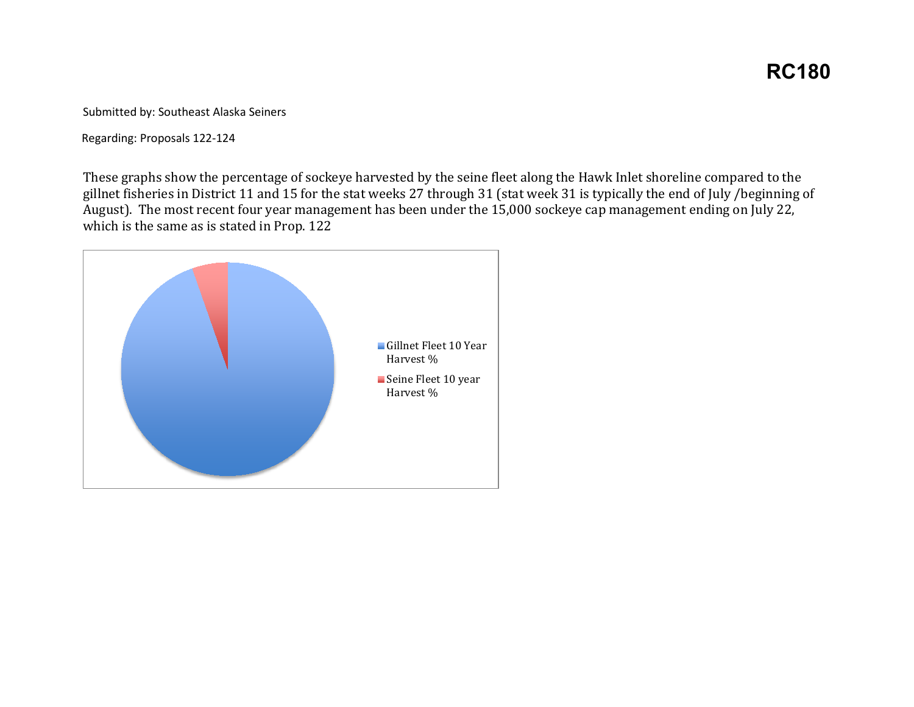**RC180**

Submitted by: Southeast Alaska Seiners

Regarding: Proposals 122-124

These graphs show the percentage of sockeye harvested by the seine fleet along the Hawk Inlet shoreline compared to the gillnet fisheries in District 11 and 15 for the stat weeks 27 through 31 (stat week 31 is typically the end of July /beginning of August). The most recent four year management has been under the 15,000 sockeye cap management ending on July 22, which is the same as is stated in Prop. 122

Gillnet Fleet 10 Year Harvest %

Seine Fleet 10 year Harvest %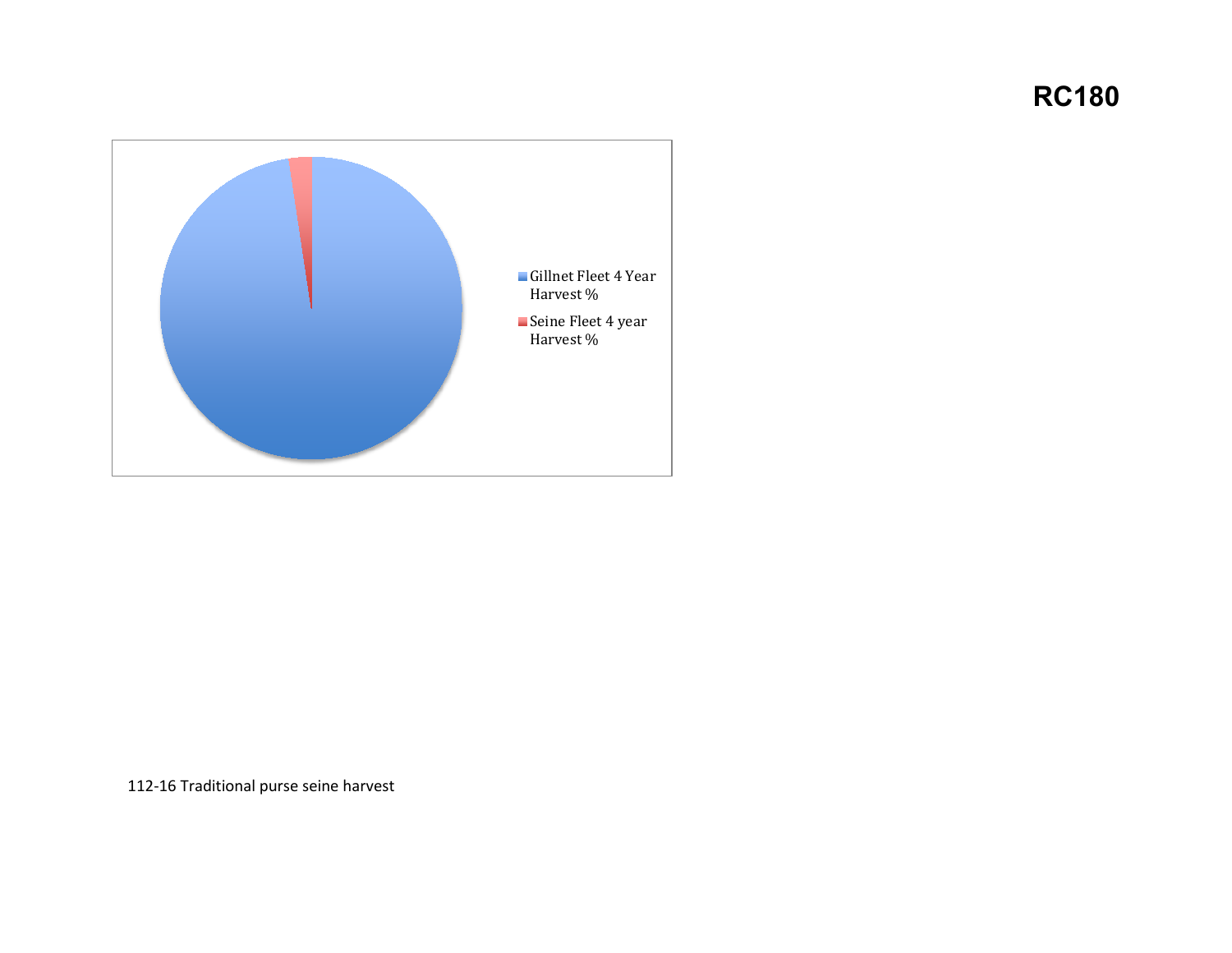**RC180**

Gillnet Fleet 4 Year Harvest %

Seine Fleet 4 year Harvest %

112-16 Traditional purse seine harvest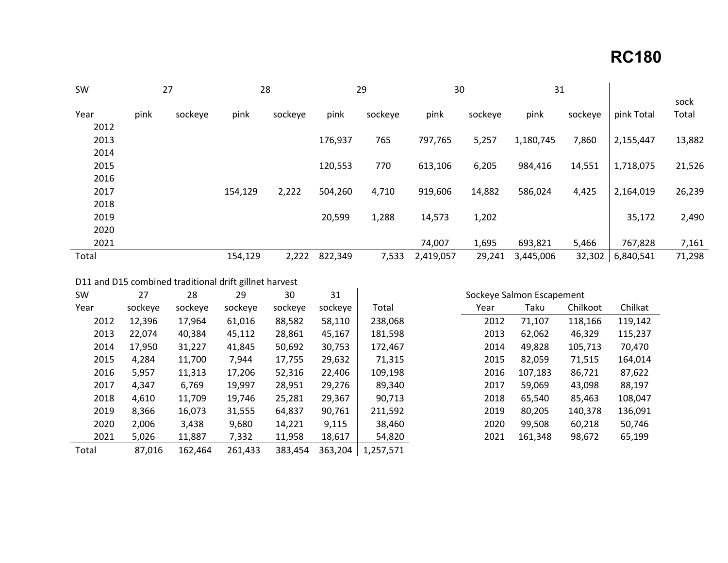# RC180

| SW | 27 | | 28 | | 29 | | 30 | | 31 | | | |
|---|---|---|---|---|---|---|---|---|---|---|---|---|
| Year | pink | sockeye | pink | sockeye | pink | sockeye | pink | sockeye | pink | sockeye | pink Total | sock Total |
| 2012 | | | | | | | | | | | | |
| 2013 | | | | | 176,937 | 765 | 797,765 | 5,257 | 1,180,745 | 7,860 | 2,155,447 | 13,882 |
| 2014 | | | | | | | | | | | | |
| 2015 | | | | | 120,553 | 770 | 613,106 | 6,205 | 984,416 | 14,551 | 1,718,075 | 21,526 |
| 2016 | | | | | | | | | | | | |
| 2017 | | | 154,129 | 2,222 | 504,260 | 4,710 | 919,606 | 14,882 | 586,024 | 4,425 | 2,164,019 | 26,239 |
| 2018 | | | | | | | | | | | | |
| 2019 | | | | | 20,599 | 1,288 | 14,573 | 1,202 | | | 35,172 | 2,490 |
| 2020 | | | | | | | | | | | | |
| 2021 | | | | | | | 74,007 | 1,695 | 693,821 | 5,466 | 767,828 | 7,161 |
| Total | | | 154,129 | 2,222 | 822,349 | 7,533 | 2,419,057 | 29,241 | 3,445,006 | 32,302 | 6,840,541 | 71,298 |

D11 and D15 combined traditional drift gillnet harvest

| SW | 27 | 28 | 29 | 30 | 31 | |
|---|---|---|---|---|---|---|
| Year | sockeye | sockeye | sockeye | sockeye | sockeye | Total |
| 2012 | 12,396 | 17,964 | 61,016 | 88,582 | 58,110 | 238,068 |
| 2013 | 22,074 | 40,384 | 45,112 | 28,861 | 45,167 | 181,598 |
| 2014 | 17,950 | 31,227 | 41,845 | 50,692 | 30,753 | 172,467 |
| 2015 | 4,284 | 11,700 | 7,944 | 17,755 | 29,632 | 71,315 |
| 2016 | 5,957 | 11,313 | 17,206 | 52,316 | 22,406 | 109,198 |
| 2017 | 4,347 | 6,769 | 19,997 | 28,951 | 29,276 | 89,340 |
| 2018 | 4,610 | 11,709 | 19,746 | 25,281 | 29,367 | 90,713 |
| 2019 | 8,366 | 16,073 | 31,555 | 64,837 | 90,761 | 211,592 |
| 2020 | 2,006 | 3,438 | 9,680 | 14,221 | 9,115 | 38,460 |
| 2021 | 5,026 | 11,887 | 7,332 | 11,958 | 18,617 | 54,820 |
| Total | 87,016 | 162,464 | 261,433 | 383,454 | 363,204 | 1,257,571 |

Sockeye Salmon Escapement

| Year | Taku | Chilkoot | Chilkat |
|---|---|---|---|
| 2012 | 71,107 | 118,166 | 119,142 |
| 2013 | 62,062 | 46,329 | 115,237 |
| 2014 | 49,828 | 105,713 | 70,470 |
| 2015 | 82,059 | 71,515 | 164,014 |
| 2016 | 107,183 | 86,721 | 87,622 |
| 2017 | 59,069 | 43,098 | 88,197 |
| 2018 | 65,540 | 85,463 | 108,047 |
| 2019 | 80,205 | 140,378 | 136,091 |
| 2020 | 99,508 | 60,218 | 50,746 |
| 2021 | 161,348 | 98,672 | 65,199 |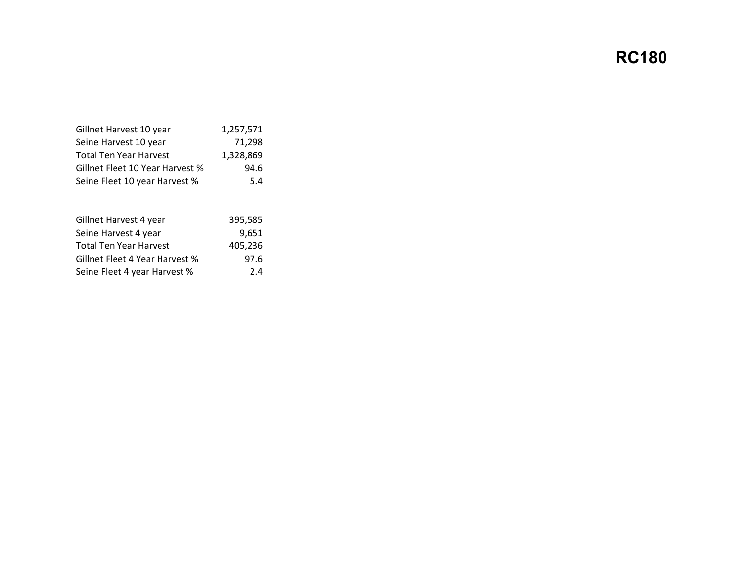# RC180

| | |
|---|---|
| Gillnet Harvest 10 year | 1,257,571 |
| Seine Harvest 10 year | 71,298 |
| Total Ten Year Harvest | 1,328,869 |
| Gillnet Fleet 10 Year Harvest % | 94.6 |
| Seine Fleet 10 year Harvest % | 5.4 |

| | |
|---|---|
| Gillnet Harvest 4 year | 395,585 |
| Seine Harvest 4 year | 9,651 |
| Total Ten Year Harvest | 405,236 |
| Gillnet Fleet 4 Year Harvest % | 97.6 |
| Seine Fleet 4 year Harvest % | 2.4 |